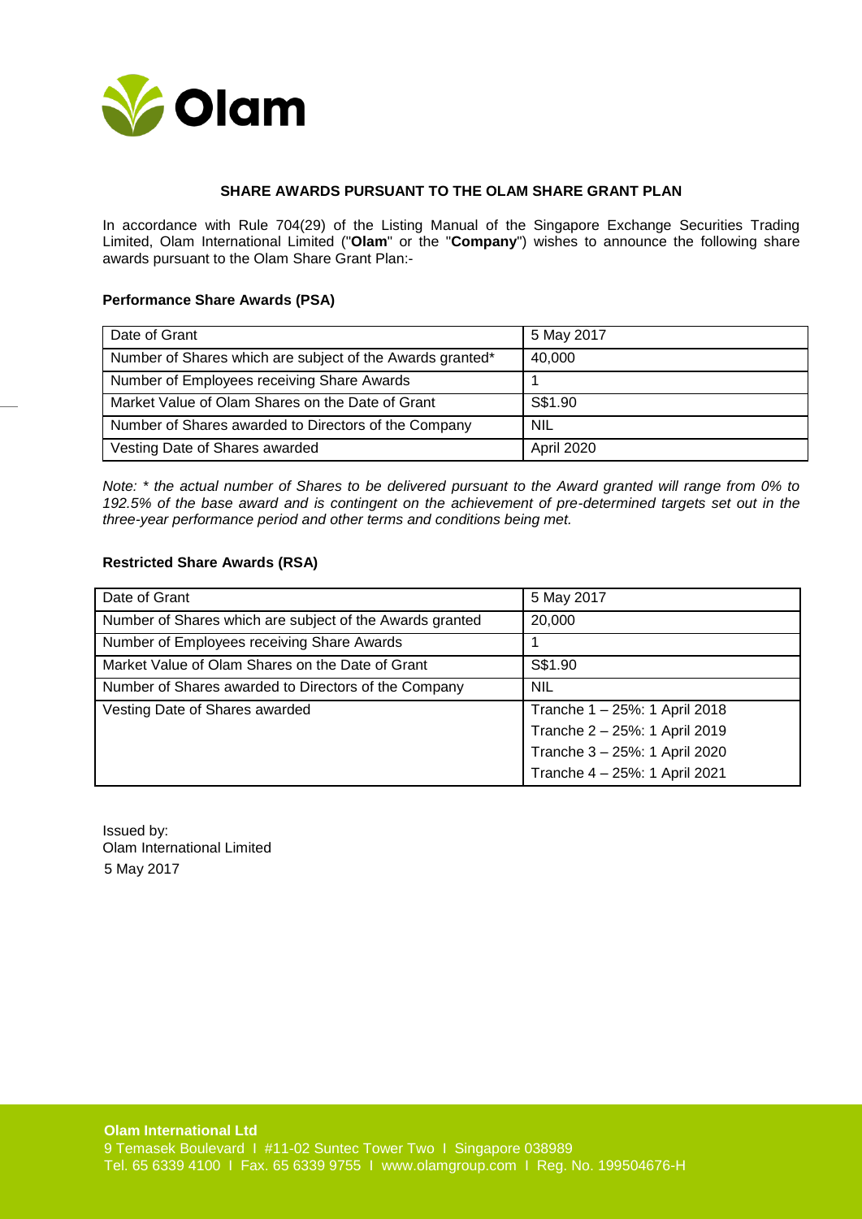## SHARE AWARDS PURSUANT TO THE OLAM SHARE GRANT PLAN

In accordance with Rule 704(29) of the Listing Manual of the Singapore Exchange Securities Trading Limited, Olam International Limited ("**Olam**" or the "**Company**") wishes to announce the following share awards pursuant to the Olam Share Grant Plan:-

### Performance Share Awards (PSA)

| Date of Grant | 5 May 2017 |
|---|---|
| Number of Shares which are subject of the Awards granted* | 40,000 |
| Number of Employees receiving Share Awards | 1 |
| Market Value of Olam Shares on the Date of Grant | S$1.90 |
| Number of Shares awarded to Directors of the Company | NIL |
| Vesting Date of Shares awarded | April 2020 |

*Note: * the actual number of Shares to be delivered pursuant to the Award granted will range from 0% to 192.5% of the base award and is contingent on the achievement of pre-determined targets set out in the three-year performance period and other terms and conditions being met.*

### Restricted Share Awards (RSA)

| Date of Grant | 5 May 2017 |
|---|---|
| Number of Shares which are subject of the Awards granted | 20,000 |
| Number of Employees receiving Share Awards | 1 |
| Market Value of Olam Shares on the Date of Grant | S$1.90 |
| Number of Shares awarded to Directors of the Company | NIL |
| Vesting Date of Shares awarded | Tranche 1 – 25%: 1 April 2018<br>Tranche 2 – 25%: 1 April 2019<br>Tranche 3 – 25%: 1 April 2020<br>Tranche 4 – 25%: 1 April 2021 |

Issued by:
Olam International Limited
5 May 2017

**Olam International Ltd**
9 Temasek Boulevard I #11-02 Suntec Tower Two I Singapore 038989
Tel. 65 6339 4100 I Fax. 65 6339 9755 I www.olamgroup.com I Reg. No. 199504676-H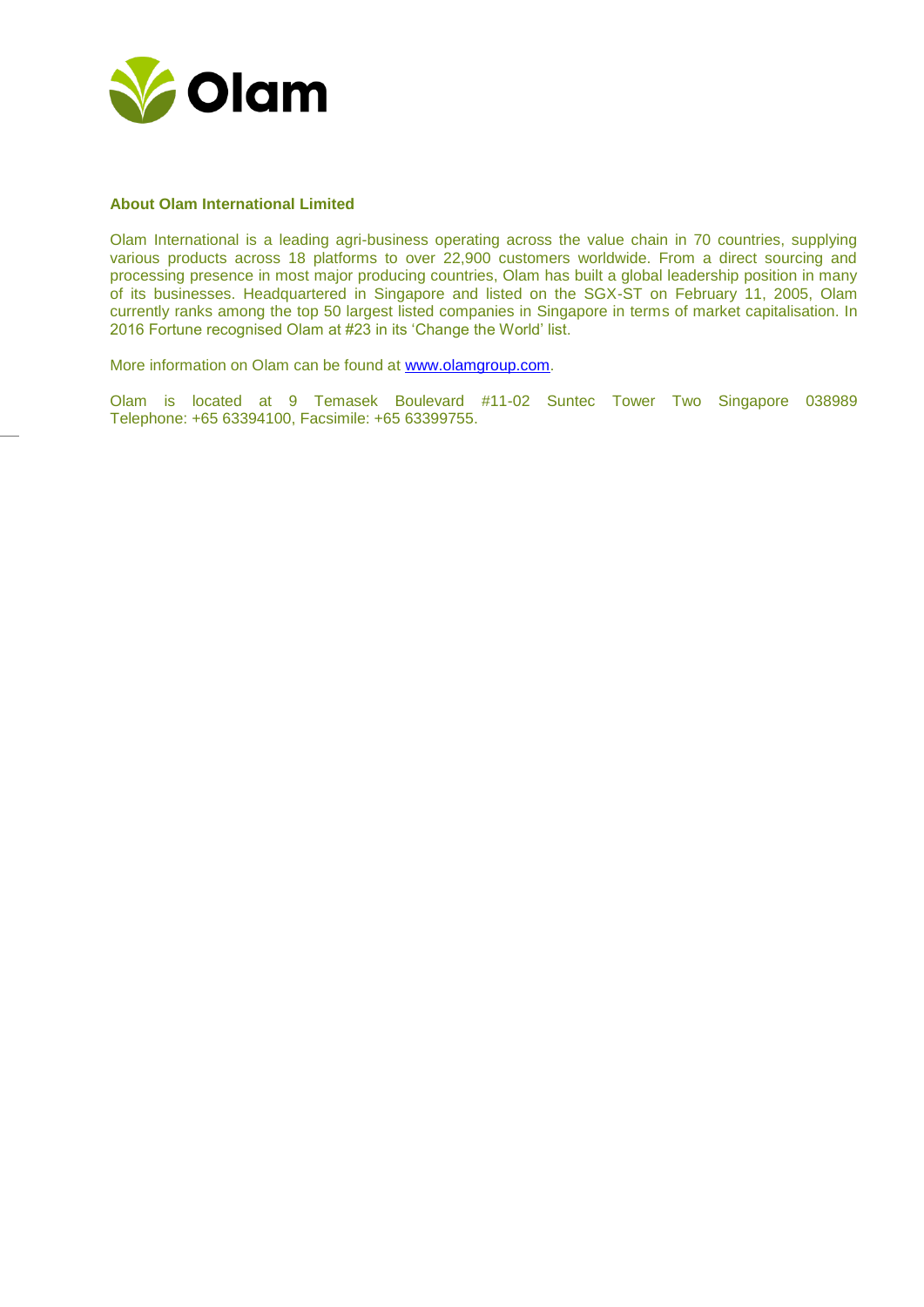**About Olam International Limited**

Olam International is a leading agri-business operating across the value chain in 70 countries, supplying various products across 18 platforms to over 22,900 customers worldwide. From a direct sourcing and processing presence in most major producing countries, Olam has built a global leadership position in many of its businesses. Headquartered in Singapore and listed on the SGX-ST on February 11, 2005, Olam currently ranks among the top 50 largest listed companies in Singapore in terms of market capitalisation. In 2016 Fortune recognised Olam at #23 in its 'Change the World' list.

More information on Olam can be found at [www.olamgroup.com](http://www.olamgroup.com).

Olam is located at 9 Temasek Boulevard #11-02 Suntec Tower Two Singapore 038989 Telephone: +65 63394100, Facsimile: +65 63399755.